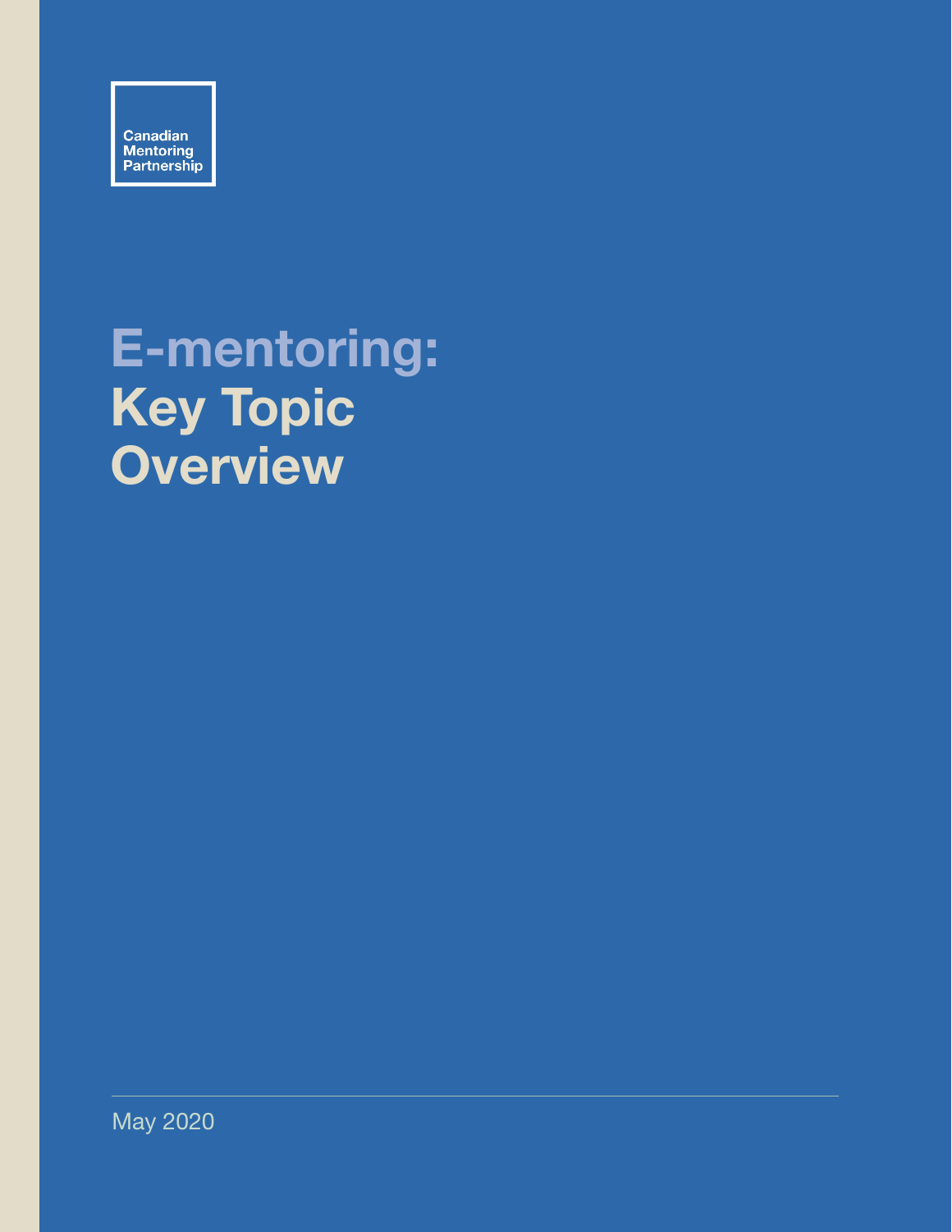Canadian Mentoring Partnership

# E-mentoring: Key Topic Overview

May 2020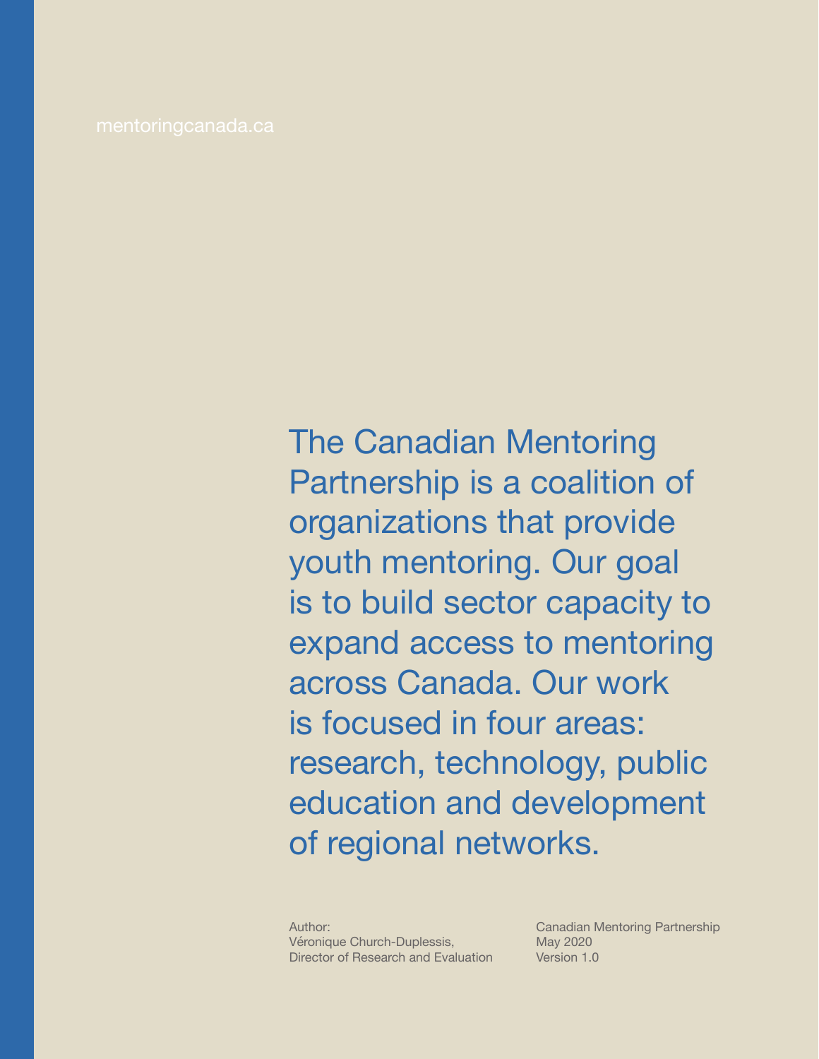mentoringcanada.ca

The Canadian Mentoring Partnership is a coalition of organizations that provide youth mentoring. Our goal is to build sector capacity to expand access to mentoring across Canada. Our work is focused in four areas: research, technology, public education and development of regional networks.

Author:
Véronique Church-Duplessis,
Director of Research and Evaluation

Canadian Mentoring Partnership
May 2020
Version 1.0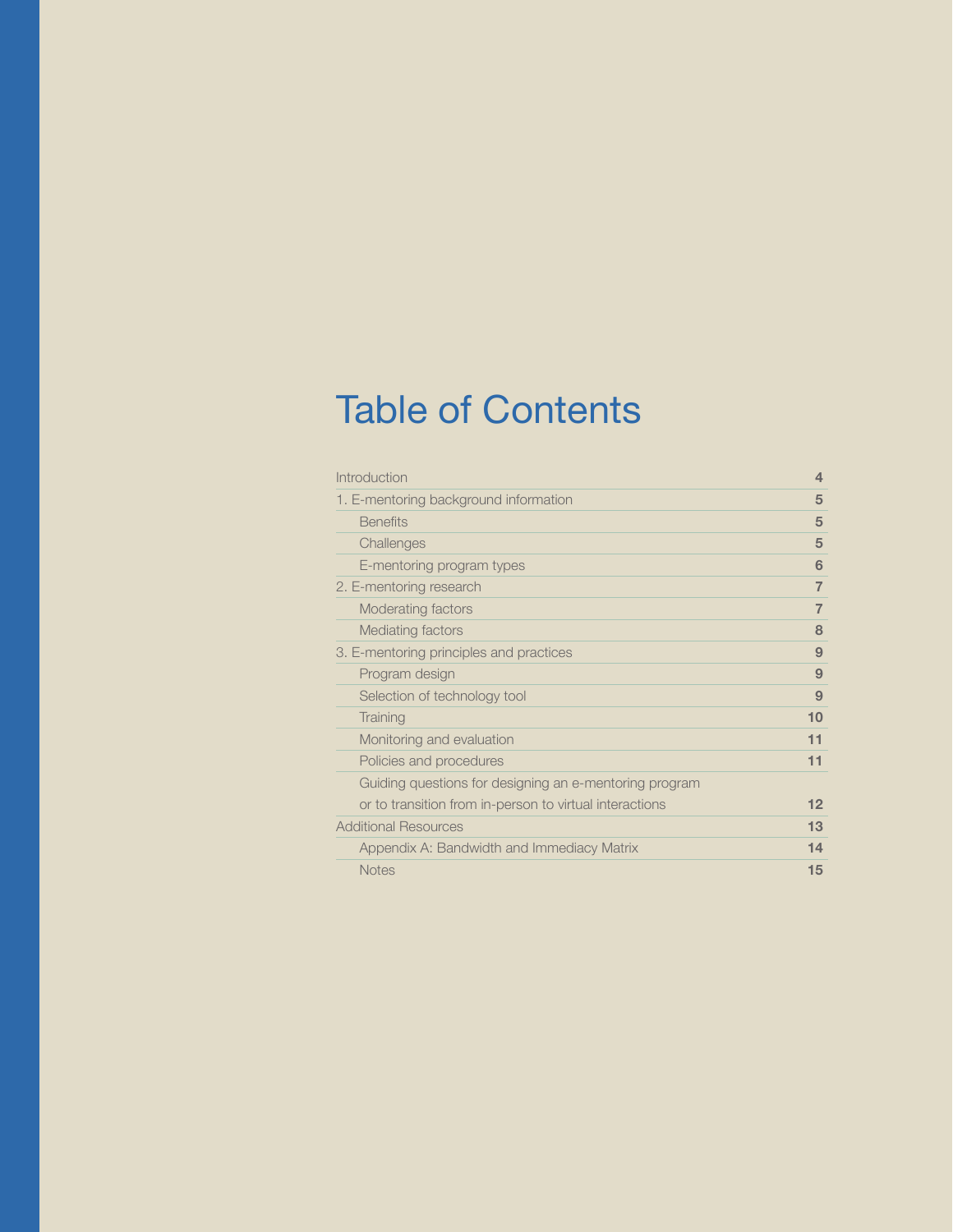# Table of Contents

| | |
|---|---|
| Introduction | 4 |
| 1. E-mentoring background information | 5 |
| Benefits | 5 |
| Challenges | 5 |
| E-mentoring program types | 6 |
| 2. E-mentoring research | 7 |
| Moderating factors | 7 |
| Mediating factors | 8 |
| 3. E-mentoring principles and practices | 9 |
| Program design | 9 |
| Selection of technology tool | 9 |
| Training | 10 |
| Monitoring and evaluation | 11 |
| Policies and procedures | 11 |
| Guiding questions for designing an e-mentoring program or to transition from in-person to virtual interactions | 12 |
| Additional Resources | 13 |
| Appendix A: Bandwidth and Immediacy Matrix | 14 |
| Notes | 15 |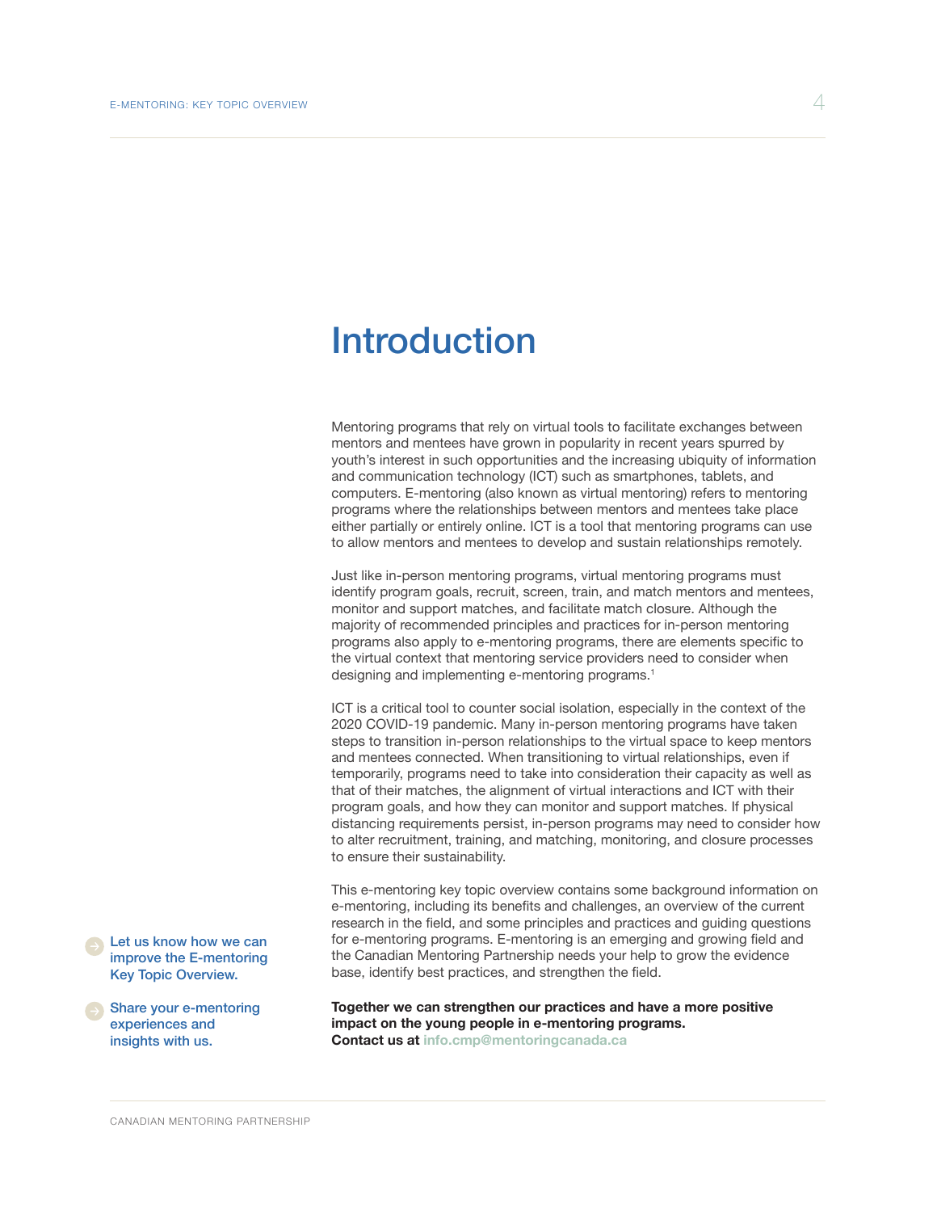# Introduction

Mentoring programs that rely on virtual tools to facilitate exchanges between mentors and mentees have grown in popularity in recent years spurred by youth's interest in such opportunities and the increasing ubiquity of information and communication technology (ICT) such as smartphones, tablets, and computers. E-mentoring (also known as virtual mentoring) refers to mentoring programs where the relationships between mentors and mentees take place either partially or entirely online. ICT is a tool that mentoring programs can use to allow mentors and mentees to develop and sustain relationships remotely.

Just like in-person mentoring programs, virtual mentoring programs must identify program goals, recruit, screen, train, and match mentors and mentees, monitor and support matches, and facilitate match closure. Although the majority of recommended principles and practices for in-person mentoring programs also apply to e-mentoring programs, there are elements specific to the virtual context that mentoring service providers need to consider when designing and implementing e-mentoring programs.[1]

ICT is a critical tool to counter social isolation, especially in the context of the 2020 COVID-19 pandemic. Many in-person mentoring programs have taken steps to transition in-person relationships to the virtual space to keep mentors and mentees connected. When transitioning to virtual relationships, even if temporarily, programs need to take into consideration their capacity as well as that of their matches, the alignment of virtual interactions and ICT with their program goals, and how they can monitor and support matches. If physical distancing requirements persist, in-person programs may need to consider how to alter recruitment, training, and matching, monitoring, and closure processes to ensure their sustainability.

This e-mentoring key topic overview contains some background information on e-mentoring, including its benefits and challenges, an overview of the current research in the field, and some principles and practices and guiding questions for e-mentoring programs. E-mentoring is an emerging and growing field and the Canadian Mentoring Partnership needs your help to grow the evidence base, identify best practices, and strengthen the field.

**Together we can strengthen our practices and have a more positive impact on the young people in e-mentoring programs.**
**Contact us at info.cmp@mentoringcanada.ca**

→ Let us know how we can improve the E-mentoring Key Topic Overview.

→ Share your e-mentoring experiences and insights with us.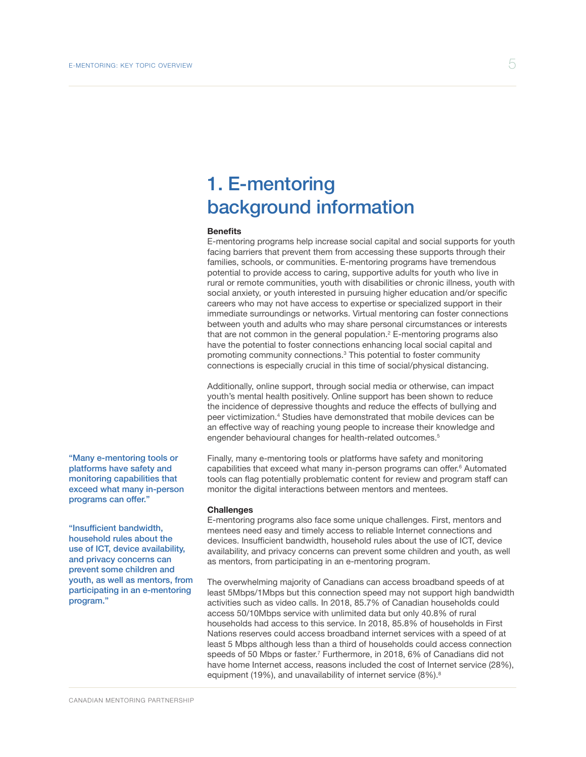# 1. E-mentoring background information

**Benefits**

E-mentoring programs help increase social capital and social supports for youth facing barriers that prevent them from accessing these supports through their families, schools, or communities. E-mentoring programs have tremendous potential to provide access to caring, supportive adults for youth who live in rural or remote communities, youth with disabilities or chronic illness, youth with social anxiety, or youth interested in pursuing higher education and/or specific careers who may not have access to expertise or specialized support in their immediate surroundings or networks. Virtual mentoring can foster connections between youth and adults who may share personal circumstances or interests that are not common in the general population.[2] E-mentoring programs also have the potential to foster connections enhancing local social capital and promoting community connections.[3] This potential to foster community connections is especially crucial in this time of social/physical distancing.

Additionally, online support, through social media or otherwise, can impact youth's mental health positively. Online support has been shown to reduce the incidence of depressive thoughts and reduce the effects of bullying and peer victimization.[4] Studies have demonstrated that mobile devices can be an effective way of reaching young people to increase their knowledge and engender behavioural changes for health-related outcomes.[5]

"Many e-mentoring tools or platforms have safety and monitoring capabilities that exceed what many in-person programs can offer."

Finally, many e-mentoring tools or platforms have safety and monitoring capabilities that exceed what many in-person programs can offer.[6] Automated tools can flag potentially problematic content for review and program staff can monitor the digital interactions between mentors and mentees.

**Challenges**

"Insufficient bandwidth, household rules about the use of ICT, device availability, and privacy concerns can prevent some children and youth, as well as mentors, from participating in an e-mentoring program."

E-mentoring programs also face some unique challenges. First, mentors and mentees need easy and timely access to reliable Internet connections and devices. Insufficient bandwidth, household rules about the use of ICT, device availability, and privacy concerns can prevent some children and youth, as well as mentors, from participating in an e-mentoring program.

The overwhelming majority of Canadians can access broadband speeds of at least 5Mbps/1Mbps but this connection speed may not support high bandwidth activities such as video calls. In 2018, 85.7% of Canadian households could access 50/10Mbps service with unlimited data but only 40.8% of rural households had access to this service. In 2018, 85.8% of households in First Nations reserves could access broadband internet services with a speed of at least 5 Mbps although less than a third of households could access connection speeds of 50 Mbps or faster.[7] Furthermore, in 2018, 6% of Canadians did not have home Internet access, reasons included the cost of Internet service (28%), equipment (19%), and unavailability of internet service (8%).[8]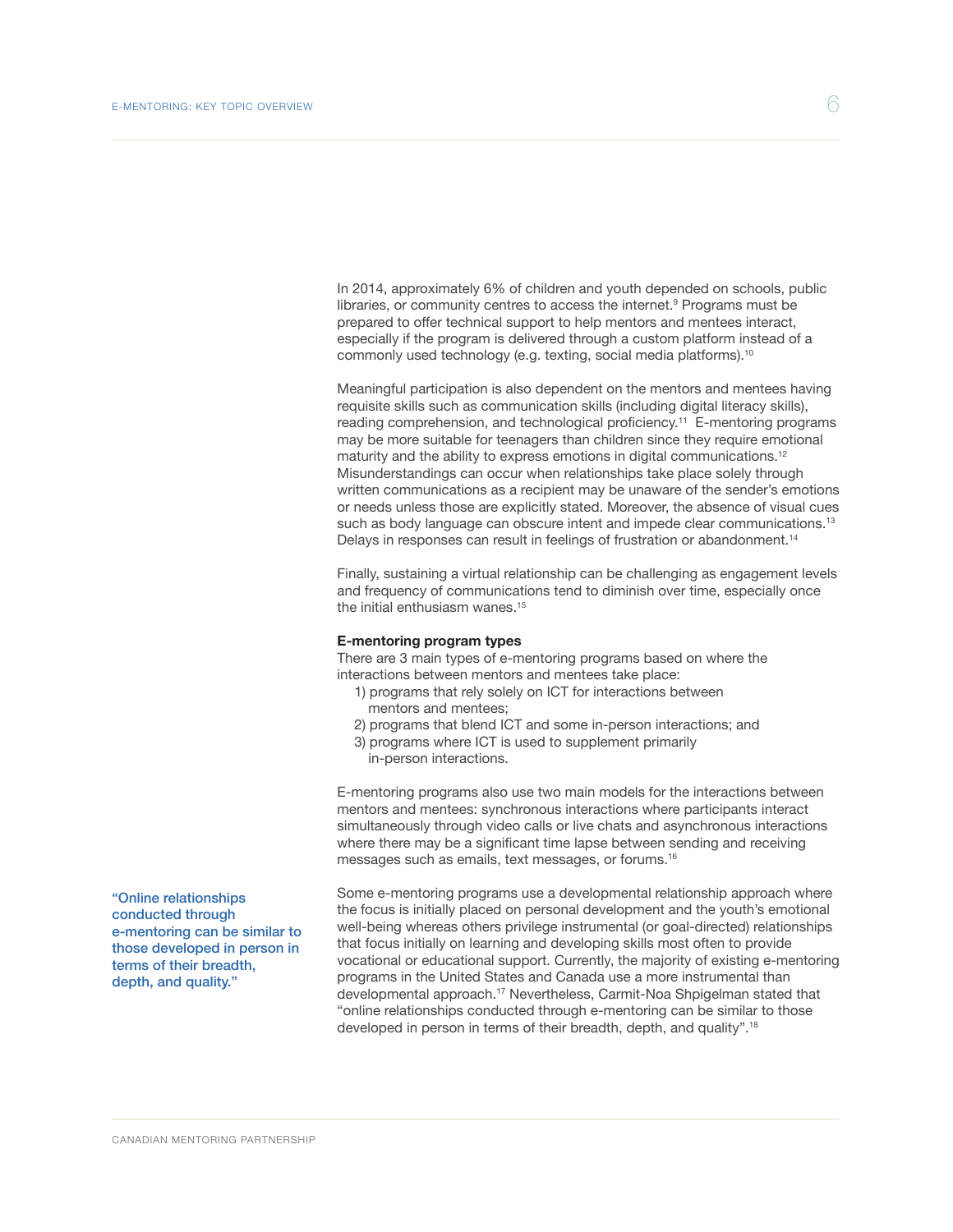In 2014, approximately 6% of children and youth depended on schools, public libraries, or community centres to access the internet.[9] Programs must be prepared to offer technical support to help mentors and mentees interact, especially if the program is delivered through a custom platform instead of a commonly used technology (e.g. texting, social media platforms).[10]

Meaningful participation is also dependent on the mentors and mentees having requisite skills such as communication skills (including digital literacy skills), reading comprehension, and technological proficiency.[11] E-mentoring programs may be more suitable for teenagers than children since they require emotional maturity and the ability to express emotions in digital communications.[12] Misunderstandings can occur when relationships take place solely through written communications as a recipient may be unaware of the sender's emotions or needs unless those are explicitly stated. Moreover, the absence of visual cues such as body language can obscure intent and impede clear communications.[13] Delays in responses can result in feelings of frustration or abandonment.[14]

Finally, sustaining a virtual relationship can be challenging as engagement levels and frequency of communications tend to diminish over time, especially once the initial enthusiasm wanes.[15]

**E-mentoring program types**

There are 3 main types of e-mentoring programs based on where the interactions between mentors and mentees take place:

1) programs that rely solely on ICT for interactions between mentors and mentees;
2) programs that blend ICT and some in-person interactions; and
3) programs where ICT is used to supplement primarily in-person interactions.

E-mentoring programs also use two main models for the interactions between mentors and mentees: synchronous interactions where participants interact simultaneously through video calls or live chats and asynchronous interactions where there may be a significant time lapse between sending and receiving messages such as emails, text messages, or forums.[16]

> "Online relationships conducted through e-mentoring can be similar to those developed in person in terms of their breadth, depth, and quality."

Some e-mentoring programs use a developmental relationship approach where the focus is initially placed on personal development and the youth's emotional well-being whereas others privilege instrumental (or goal-directed) relationships that focus initially on learning and developing skills most often to provide vocational or educational support. Currently, the majority of existing e-mentoring programs in the United States and Canada use a more instrumental than developmental approach.[17] Nevertheless, Carmit-Noa Shpigelman stated that "online relationships conducted through e-mentoring can be similar to those developed in person in terms of their breadth, depth, and quality".[18]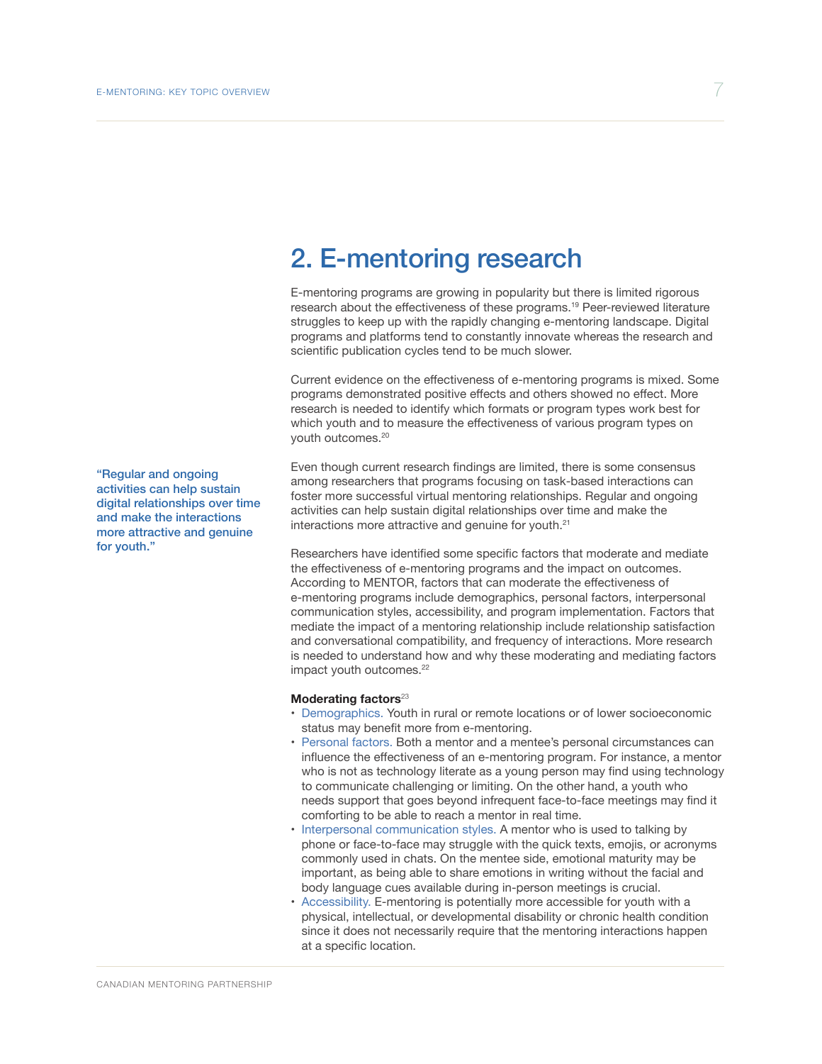## 2. E-mentoring research

E-mentoring programs are growing in popularity but there is limited rigorous research about the effectiveness of these programs.[19] Peer-reviewed literature struggles to keep up with the rapidly changing e-mentoring landscape. Digital programs and platforms tend to constantly innovate whereas the research and scientific publication cycles tend to be much slower.

Current evidence on the effectiveness of e-mentoring programs is mixed. Some programs demonstrated positive effects and others showed no effect. More research is needed to identify which formats or program types work best for which youth and to measure the effectiveness of various program types on youth outcomes.[20]

"Regular and ongoing activities can help sustain digital relationships over time and make the interactions more attractive and genuine for youth."

Even though current research findings are limited, there is some consensus among researchers that programs focusing on task-based interactions can foster more successful virtual mentoring relationships. Regular and ongoing activities can help sustain digital relationships over time and make the interactions more attractive and genuine for youth.[21]

Researchers have identified some specific factors that moderate and mediate the effectiveness of e-mentoring programs and the impact on outcomes. According to MENTOR, factors that can moderate the effectiveness of e-mentoring programs include demographics, personal factors, interpersonal communication styles, accessibility, and program implementation. Factors that mediate the impact of a mentoring relationship include relationship satisfaction and conversational compatibility, and frequency of interactions. More research is needed to understand how and why these moderating and mediating factors impact youth outcomes.[22]

**Moderating factors**[23]

- Demographics. Youth in rural or remote locations or of lower socioeconomic status may benefit more from e-mentoring.
- Personal factors. Both a mentor and a mentee's personal circumstances can influence the effectiveness of an e-mentoring program. For instance, a mentor who is not as technology literate as a young person may find using technology to communicate challenging or limiting. On the other hand, a youth who needs support that goes beyond infrequent face-to-face meetings may find it comforting to be able to reach a mentor in real time.
- Interpersonal communication styles. A mentor who is used to talking by phone or face-to-face may struggle with the quick texts, emojis, or acronyms commonly used in chats. On the mentee side, emotional maturity may be important, as being able to share emotions in writing without the facial and body language cues available during in-person meetings is crucial.
- Accessibility. E-mentoring is potentially more accessible for youth with a physical, intellectual, or developmental disability or chronic health condition since it does not necessarily require that the mentoring interactions happen at a specific location.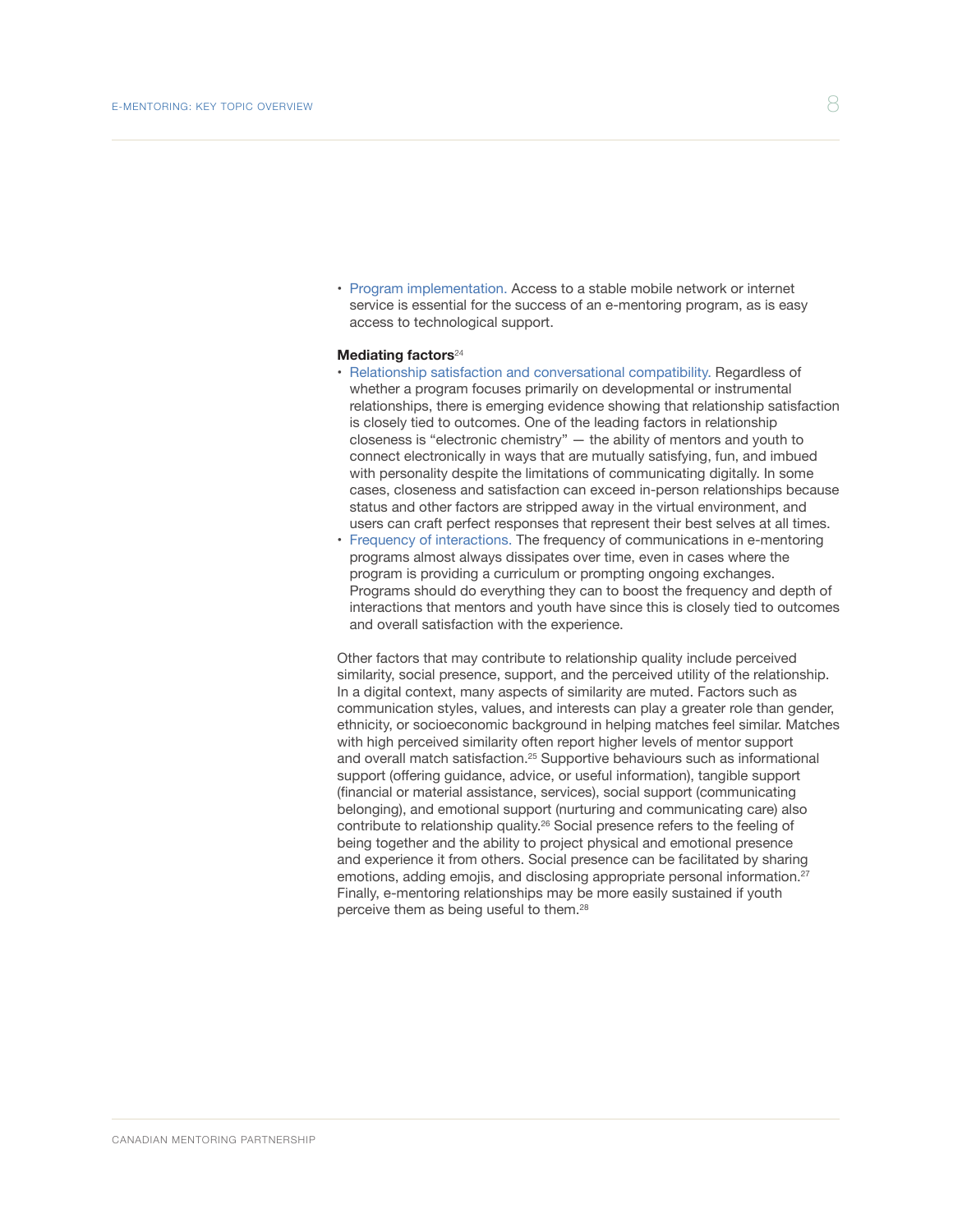- Program implementation. Access to a stable mobile network or internet service is essential for the success of an e-mentoring program, as is easy access to technological support.

**Mediating factors**[24]

- Relationship satisfaction and conversational compatibility. Regardless of whether a program focuses primarily on developmental or instrumental relationships, there is emerging evidence showing that relationship satisfaction is closely tied to outcomes. One of the leading factors in relationship closeness is "electronic chemistry" — the ability of mentors and youth to connect electronically in ways that are mutually satisfying, fun, and imbued with personality despite the limitations of communicating digitally. In some cases, closeness and satisfaction can exceed in-person relationships because status and other factors are stripped away in the virtual environment, and users can craft perfect responses that represent their best selves at all times.
- Frequency of interactions. The frequency of communications in e-mentoring programs almost always dissipates over time, even in cases where the program is providing a curriculum or prompting ongoing exchanges. Programs should do everything they can to boost the frequency and depth of interactions that mentors and youth have since this is closely tied to outcomes and overall satisfaction with the experience.

Other factors that may contribute to relationship quality include perceived similarity, social presence, support, and the perceived utility of the relationship. In a digital context, many aspects of similarity are muted. Factors such as communication styles, values, and interests can play a greater role than gender, ethnicity, or socioeconomic background in helping matches feel similar. Matches with high perceived similarity often report higher levels of mentor support and overall match satisfaction.[25] Supportive behaviours such as informational support (offering guidance, advice, or useful information), tangible support (financial or material assistance, services), social support (communicating belonging), and emotional support (nurturing and communicating care) also contribute to relationship quality.[26] Social presence refers to the feeling of being together and the ability to project physical and emotional presence and experience it from others. Social presence can be facilitated by sharing emotions, adding emojis, and disclosing appropriate personal information.[27] Finally, e-mentoring relationships may be more easily sustained if youth perceive them as being useful to them.[28]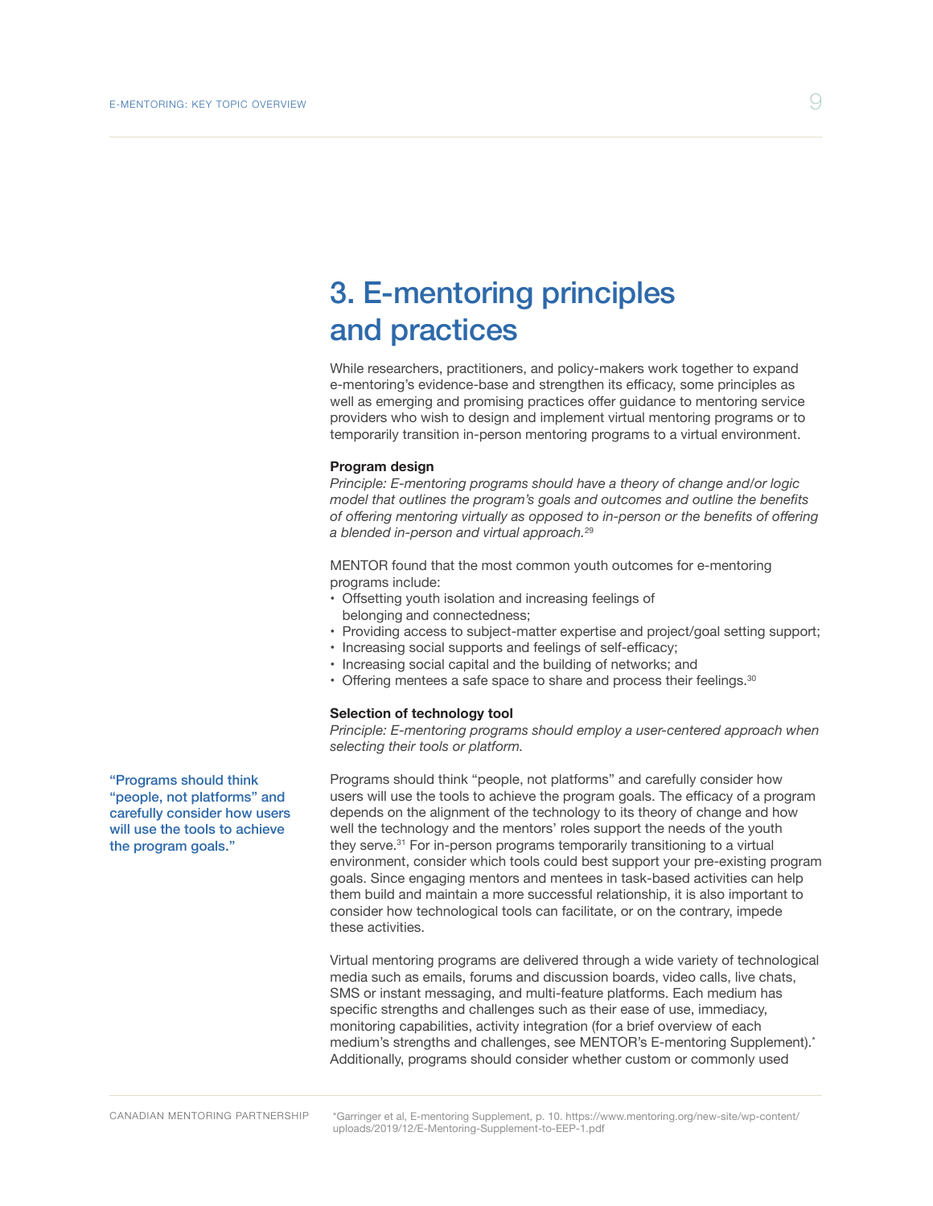# 3. E-mentoring principles and practices

While researchers, practitioners, and policy-makers work together to expand e-mentoring's evidence-base and strengthen its efficacy, some principles as well as emerging and promising practices offer guidance to mentoring service providers who wish to design and implement virtual mentoring programs or to temporarily transition in-person mentoring programs to a virtual environment.

**Program design**

*Principle: E-mentoring programs should have a theory of change and/or logic model that outlines the program's goals and outcomes and outline the benefits of offering mentoring virtually as opposed to in-person or the benefits of offering a blended in-person and virtual approach.*[29]

MENTOR found that the most common youth outcomes for e-mentoring programs include:

- Offsetting youth isolation and increasing feelings of belonging and connectedness;
- Providing access to subject-matter expertise and project/goal setting support;
- Increasing social supports and feelings of self-efficacy;
- Increasing social capital and the building of networks; and
- Offering mentees a safe space to share and process their feelings.[30]

**Selection of technology tool**

*Principle: E-mentoring programs should employ a user-centered approach when selecting their tools or platform.*

"Programs should think "people, not platforms" and carefully consider how users will use the tools to achieve the program goals."

Programs should think "people, not platforms" and carefully consider how users will use the tools to achieve the program goals. The efficacy of a program depends on the alignment of the technology to its theory of change and how well the technology and the mentors' roles support the needs of the youth they serve.[31] For in-person programs temporarily transitioning to a virtual environment, consider which tools could best support your pre-existing program goals. Since engaging mentors and mentees in task-based activities can help them build and maintain a more successful relationship, it is also important to consider how technological tools can facilitate, or on the contrary, impede these activities.

Virtual mentoring programs are delivered through a wide variety of technological media such as emails, forums and discussion boards, video calls, live chats, SMS or instant messaging, and multi-feature platforms. Each medium has specific strengths and challenges such as their ease of use, immediacy, monitoring capabilities, activity integration (for a brief overview of each medium's strengths and challenges, see MENTOR's E-mentoring Supplement).* Additionally, programs should consider whether custom or commonly used

*Garringer et al, E-mentoring Supplement, p. 10. https://www.mentoring.org/new-site/wp-content/uploads/2019/12/E-Mentoring-Supplement-to-EEP-1.pdf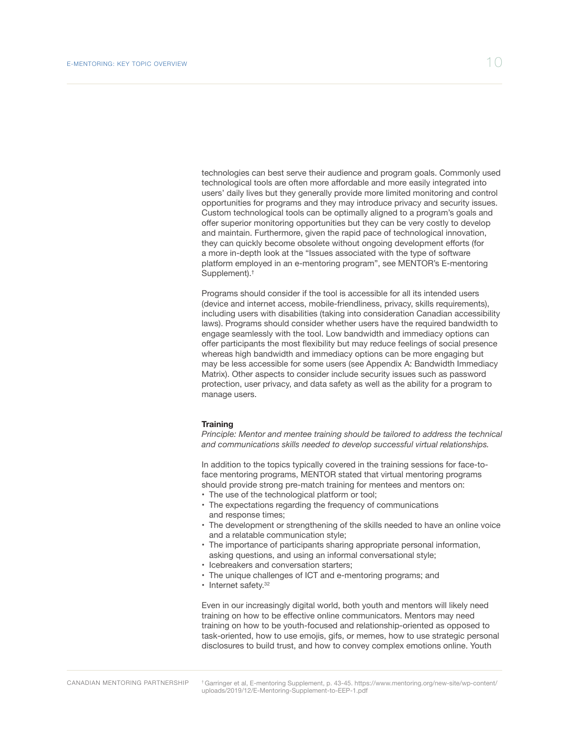technologies can best serve their audience and program goals. Commonly used technological tools are often more affordable and more easily integrated into users' daily lives but they generally provide more limited monitoring and control opportunities for programs and they may introduce privacy and security issues. Custom technological tools can be optimally aligned to a program's goals and offer superior monitoring opportunities but they can be very costly to develop and maintain. Furthermore, given the rapid pace of technological innovation, they can quickly become obsolete without ongoing development efforts (for a more in-depth look at the "Issues associated with the type of software platform employed in an e-mentoring program", see MENTOR's E-mentoring Supplement).[†]

Programs should consider if the tool is accessible for all its intended users (device and internet access, mobile-friendliness, privacy, skills requirements), including users with disabilities (taking into consideration Canadian accessibility laws). Programs should consider whether users have the required bandwidth to engage seamlessly with the tool. Low bandwidth and immediacy options can offer participants the most flexibility but may reduce feelings of social presence whereas high bandwidth and immediacy options can be more engaging but may be less accessible for some users (see Appendix A: Bandwidth Immediacy Matrix). Other aspects to consider include security issues such as password protection, user privacy, and data safety as well as the ability for a program to manage users.

**Training**

*Principle: Mentor and mentee training should be tailored to address the technical and communications skills needed to develop successful virtual relationships.*

In addition to the topics typically covered in the training sessions for face-to-face mentoring programs, MENTOR stated that virtual mentoring programs should provide strong pre-match training for mentees and mentors on:

- The use of the technological platform or tool;
- The expectations regarding the frequency of communications and response times;
- The development or strengthening of the skills needed to have an online voice and a relatable communication style;
- The importance of participants sharing appropriate personal information, asking questions, and using an informal conversational style;
- Icebreakers and conversation starters;
- The unique challenges of ICT and e-mentoring programs; and
- Internet safety.[32]

Even in our increasingly digital world, both youth and mentors will likely need training on how to be effective online communicators. Mentors may need training on how to be youth-focused and relationship-oriented as opposed to task-oriented, how to use emojis, gifs, or memes, how to use strategic personal disclosures to build trust, and how to convey complex emotions online. Youth

[†] Garringer et al, E-mentoring Supplement, p. 43-45. https://www.mentoring.org/new-site/wp-content/uploads/2019/12/E-Mentoring-Supplement-to-EEP-1.pdf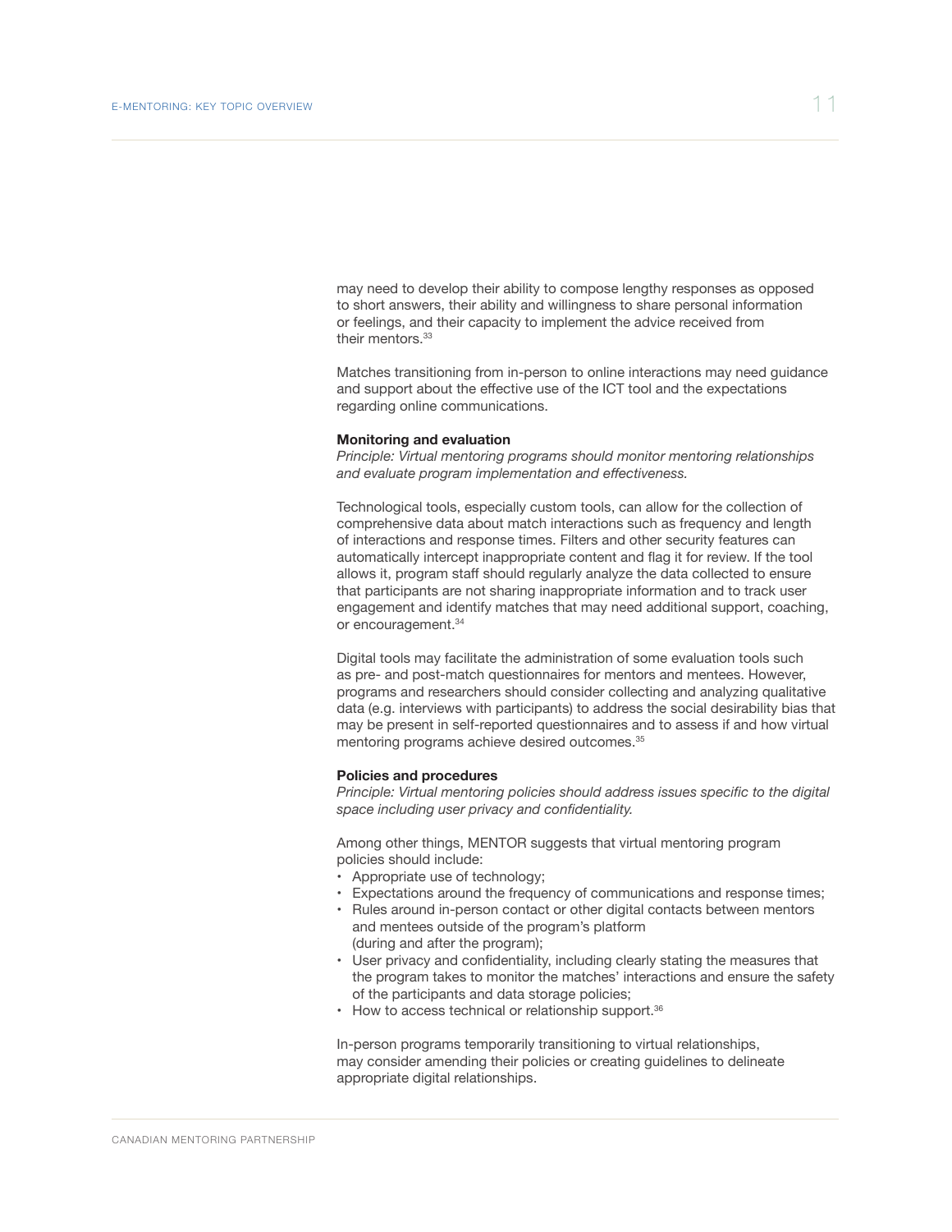may need to develop their ability to compose lengthy responses as opposed to short answers, their ability and willingness to share personal information or feelings, and their capacity to implement the advice received from their mentors.[33]

Matches transitioning from in-person to online interactions may need guidance and support about the effective use of the ICT tool and the expectations regarding online communications.

**Monitoring and evaluation**

*Principle: Virtual mentoring programs should monitor mentoring relationships and evaluate program implementation and effectiveness.*

Technological tools, especially custom tools, can allow for the collection of comprehensive data about match interactions such as frequency and length of interactions and response times. Filters and other security features can automatically intercept inappropriate content and flag it for review. If the tool allows it, program staff should regularly analyze the data collected to ensure that participants are not sharing inappropriate information and to track user engagement and identify matches that may need additional support, coaching, or encouragement.[34]

Digital tools may facilitate the administration of some evaluation tools such as pre- and post-match questionnaires for mentors and mentees. However, programs and researchers should consider collecting and analyzing qualitative data (e.g. interviews with participants) to address the social desirability bias that may be present in self-reported questionnaires and to assess if and how virtual mentoring programs achieve desired outcomes.[35]

**Policies and procedures**

*Principle: Virtual mentoring policies should address issues specific to the digital space including user privacy and confidentiality.*

Among other things, MENTOR suggests that virtual mentoring program policies should include:

- Appropriate use of technology;
- Expectations around the frequency of communications and response times;
- Rules around in-person contact or other digital contacts between mentors and mentees outside of the program's platform (during and after the program);
- User privacy and confidentiality, including clearly stating the measures that the program takes to monitor the matches' interactions and ensure the safety of the participants and data storage policies;
- How to access technical or relationship support.[36]

In-person programs temporarily transitioning to virtual relationships, may consider amending their policies or creating guidelines to delineate appropriate digital relationships.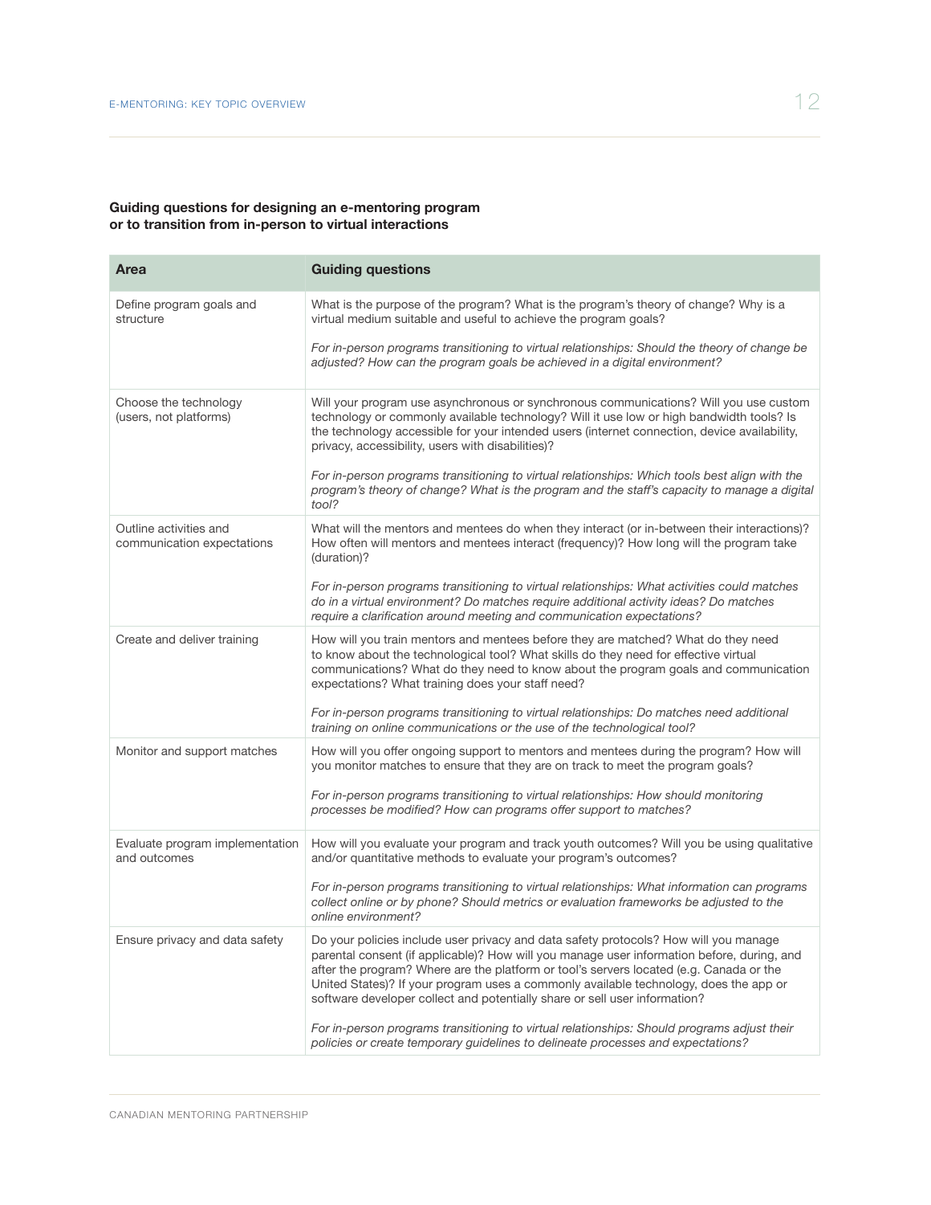**Guiding questions for designing an e-mentoring program or to transition from in-person to virtual interactions**

| Area | Guiding questions |
| --- | --- |
| Define program goals and structure | What is the purpose of the program? What is the program's theory of change? Why is a virtual medium suitable and useful to achieve the program goals?<br><br>*For in-person programs transitioning to virtual relationships: Should the theory of change be adjusted? How can the program goals be achieved in a digital environment?* |
| Choose the technology (users, not platforms) | Will your program use asynchronous or synchronous communications? Will you use custom technology or commonly available technology? Will it use low or high bandwidth tools? Is the technology accessible for your intended users (internet connection, device availability, privacy, accessibility, users with disabilities)?<br><br>*For in-person programs transitioning to virtual relationships: Which tools best align with the program's theory of change? What is the program and the staff's capacity to manage a digital tool?* |
| Outline activities and communication expectations | What will the mentors and mentees do when they interact (or in-between their interactions)? How often will mentors and mentees interact (frequency)? How long will the program take (duration)?<br><br>*For in-person programs transitioning to virtual relationships: What activities could matches do in a virtual environment? Do matches require additional activity ideas? Do matches require a clarification around meeting and communication expectations?* |
| Create and deliver training | How will you train mentors and mentees before they are matched? What do they need to know about the technological tool? What skills do they need for effective virtual communications? What do they need to know about the program goals and communication expectations? What training does your staff need?<br><br>*For in-person programs transitioning to virtual relationships: Do matches need additional training on online communications or the use of the technological tool?* |
| Monitor and support matches | How will you offer ongoing support to mentors and mentees during the program? How will you monitor matches to ensure that they are on track to meet the program goals?<br><br>*For in-person programs transitioning to virtual relationships: How should monitoring processes be modified? How can programs offer support to matches?* |
| Evaluate program implementation and outcomes | How will you evaluate your program and track youth outcomes? Will you be using qualitative and/or quantitative methods to evaluate your program's outcomes?<br><br>*For in-person programs transitioning to virtual relationships: What information can programs collect online or by phone? Should metrics or evaluation frameworks be adjusted to the online environment?* |
| Ensure privacy and data safety | Do your policies include user privacy and data safety protocols? How will you manage parental consent (if applicable)? How will you manage user information before, during, and after the program? Where are the platform or tool's servers located (e.g. Canada or the United States)? If your program uses a commonly available technology, does the app or software developer collect and potentially share or sell user information?<br><br>*For in-person programs transitioning to virtual relationships: Should programs adjust their policies or create temporary guidelines to delineate processes and expectations?* |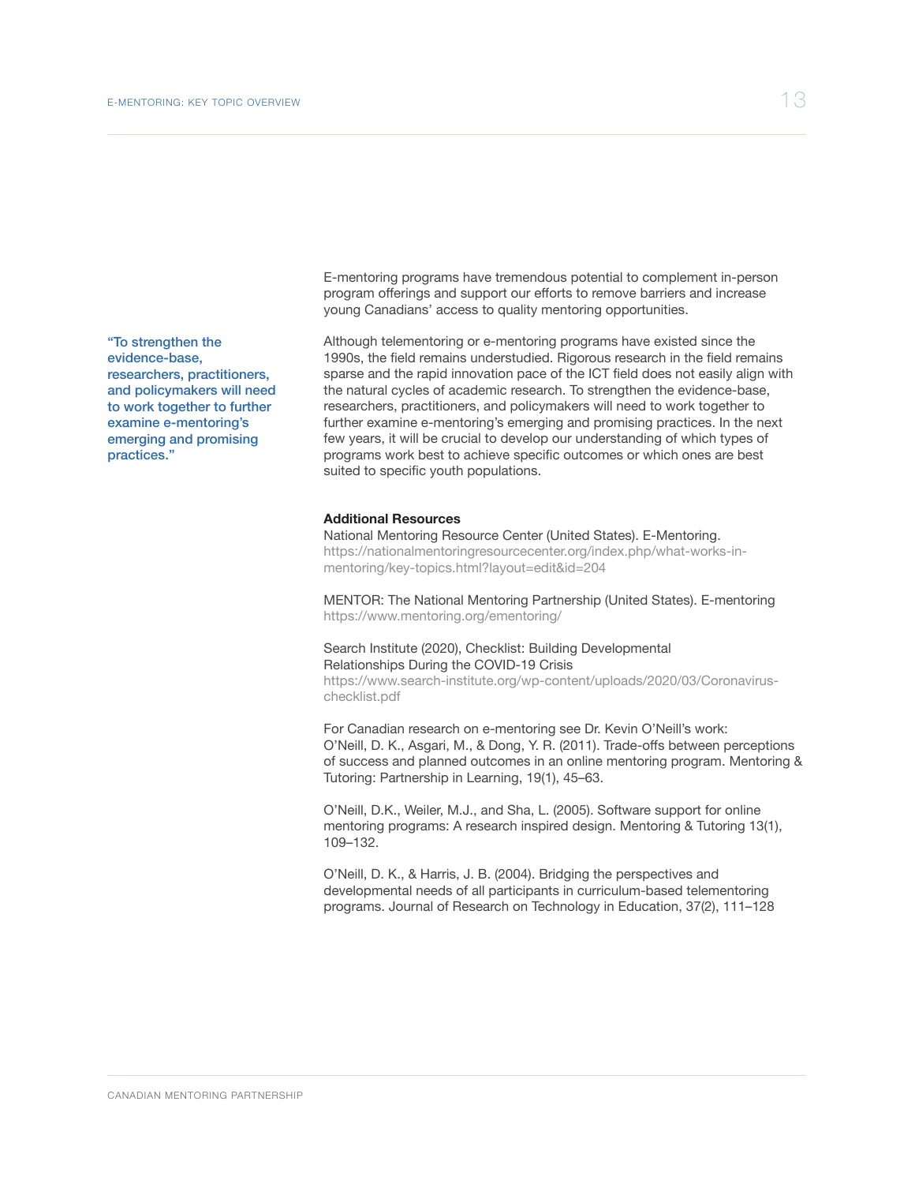> "To strengthen the evidence-base, researchers, practitioners, and policymakers will need to work together to further examine e-mentoring's emerging and promising practices."

E-mentoring programs have tremendous potential to complement in-person program offerings and support our efforts to remove barriers and increase young Canadians' access to quality mentoring opportunities.

Although telementoring or e-mentoring programs have existed since the 1990s, the field remains understudied. Rigorous research in the field remains sparse and the rapid innovation pace of the ICT field does not easily align with the natural cycles of academic research. To strengthen the evidence-base, researchers, practitioners, and policymakers will need to work together to further examine e-mentoring's emerging and promising practices. In the next few years, it will be crucial to develop our understanding of which types of programs work best to achieve specific outcomes or which ones are best suited to specific youth populations.

**Additional Resources**

National Mentoring Resource Center (United States). E-Mentoring.
https://nationalmentoringresourcecenter.org/index.php/what-works-in-mentoring/key-topics.html?layout=edit&id=204

MENTOR: The National Mentoring Partnership (United States). E-mentoring
https://www.mentoring.org/ementoring/

Search Institute (2020), Checklist: Building Developmental Relationships During the COVID-19 Crisis
https://www.search-institute.org/wp-content/uploads/2020/03/Coronavirus-checklist.pdf

For Canadian research on e-mentoring see Dr. Kevin O'Neill's work:
O'Neill, D. K., Asgari, M., & Dong, Y. R. (2011). Trade-offs between perceptions of success and planned outcomes in an online mentoring program. Mentoring & Tutoring: Partnership in Learning, 19(1), 45–63.

O'Neill, D.K., Weiler, M.J., and Sha, L. (2005). Software support for online mentoring programs: A research inspired design. Mentoring & Tutoring 13(1), 109–132.

O'Neill, D. K., & Harris, J. B. (2004). Bridging the perspectives and developmental needs of all participants in curriculum-based telementoring programs. Journal of Research on Technology in Education, 37(2), 111–128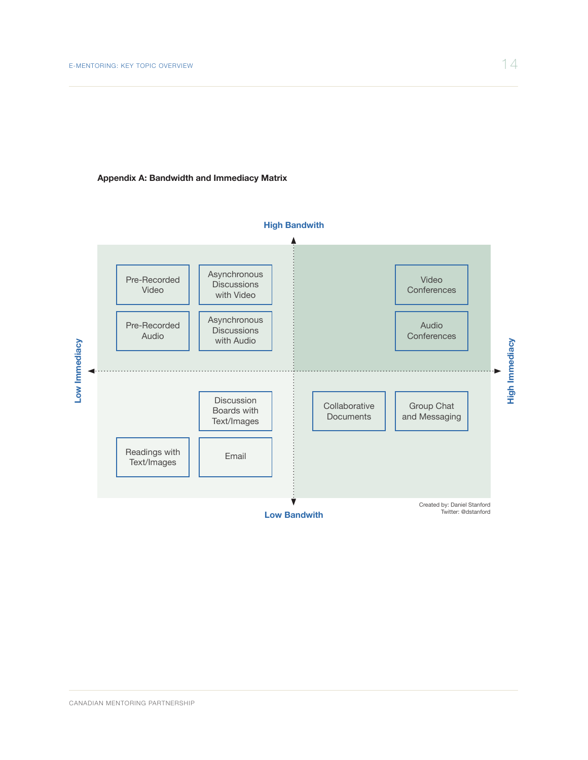**Appendix A: Bandwidth and Immediacy Matrix**

High Bandwith

Low Immediacy

High Immediacy

Low Bandwith

| | Low Immediacy | High Immediacy |
|---|---|---|
| **High Bandwith** | Pre-Recorded Video; Asynchronous Discussions with Video; Pre-Recorded Audio; Asynchronous Discussions with Audio | Video Conferences; Audio Conferences |
| **Low Bandwith** | Discussion Boards with Text/Images; Readings with Text/Images; Email | Collaborative Documents; Group Chat and Messaging |

Created by: Daniel Stanford
Twitter: @dstanford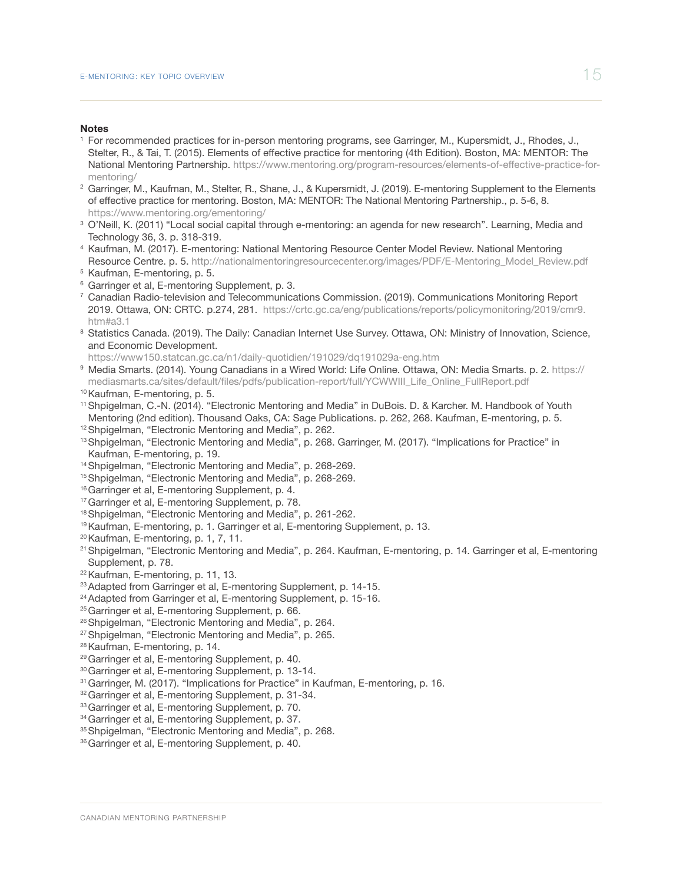**Notes**

1. For recommended practices for in-person mentoring programs, see Garringer, M., Kupersmidt, J., Rhodes, J., Stelter, R., & Tai, T. (2015). Elements of effective practice for mentoring (4th Edition). Boston, MA: MENTOR: The National Mentoring Partnership. https://www.mentoring.org/program-resources/elements-of-effective-practice-for-mentoring/
2. Garringer, M., Kaufman, M., Stelter, R., Shane, J., & Kupersmidt, J. (2019). E-mentoring Supplement to the Elements of effective practice for mentoring. Boston, MA: MENTOR: The National Mentoring Partnership., p. 5-6, 8. https://www.mentoring.org/ementoring/
3. O'Neill, K. (2011) "Local social capital through e-mentoring: an agenda for new research". Learning, Media and Technology 36, 3. p. 318-319.
4. Kaufman, M. (2017). E-mentoring: National Mentoring Resource Center Model Review. National Mentoring Resource Centre. p. 5. http://nationalmentoringresourcecenter.org/images/PDF/E-Mentoring_Model_Review.pdf
5. Kaufman, E-mentoring, p. 5.
6. Garringer et al, E-mentoring Supplement, p. 3.
7. Canadian Radio-television and Telecommunications Commission. (2019). Communications Monitoring Report 2019. Ottawa, ON: CRTC. p.274, 281. https://crtc.gc.ca/eng/publications/reports/policymonitoring/2019/cmr9.htm#a3.1
8. Statistics Canada. (2019). The Daily: Canadian Internet Use Survey. Ottawa, ON: Ministry of Innovation, Science, and Economic Development. https://www150.statcan.gc.ca/n1/daily-quotidien/191029/dq191029a-eng.htm
9. Media Smarts. (2014). Young Canadians in a Wired World: Life Online. Ottawa, ON: Media Smarts. p. 2. https://mediasmarts.ca/sites/default/files/pdfs/publication-report/full/YCWWIII_Life_Online_FullReport.pdf
10. Kaufman, E-mentoring, p. 5.
11. Shpigelman, C.-N. (2014). "Electronic Mentoring and Media" in DuBois. D. & Karcher. M. Handbook of Youth Mentoring (2nd edition). Thousand Oaks, CA: Sage Publications. p. 262, 268. Kaufman, E-mentoring, p. 5.
12. Shpigelman, "Electronic Mentoring and Media", p. 262.
13. Shpigelman, "Electronic Mentoring and Media", p. 268. Garringer, M. (2017). "Implications for Practice" in Kaufman, E-mentoring, p. 19.
14. Shpigelman, "Electronic Mentoring and Media", p. 268-269.
15. Shpigelman, "Electronic Mentoring and Media", p. 268-269.
16. Garringer et al, E-mentoring Supplement, p. 4.
17. Garringer et al, E-mentoring Supplement, p. 78.
18. Shpigelman, "Electronic Mentoring and Media", p. 261-262.
19. Kaufman, E-mentoring, p. 1. Garringer et al, E-mentoring Supplement, p. 13.
20. Kaufman, E-mentoring, p. 1, 7, 11.
21. Shpigelman, "Electronic Mentoring and Media", p. 264. Kaufman, E-mentoring, p. 14. Garringer et al, E-mentoring Supplement, p. 78.
22. Kaufman, E-mentoring, p. 11, 13.
23. Adapted from Garringer et al, E-mentoring Supplement, p. 14-15.
24. Adapted from Garringer et al, E-mentoring Supplement, p. 15-16.
25. Garringer et al, E-mentoring Supplement, p. 66.
26. Shpigelman, "Electronic Mentoring and Media", p. 264.
27. Shpigelman, "Electronic Mentoring and Media", p. 265.
28. Kaufman, E-mentoring, p. 14.
29. Garringer et al, E-mentoring Supplement, p. 40.
30. Garringer et al, E-mentoring Supplement, p. 13-14.
31. Garringer, M. (2017). "Implications for Practice" in Kaufman, E-mentoring, p. 16.
32. Garringer et al, E-mentoring Supplement, p. 31-34.
33. Garringer et al, E-mentoring Supplement, p. 70.
34. Garringer et al, E-mentoring Supplement, p. 37.
35. Shpigelman, "Electronic Mentoring and Media", p. 268.
36. Garringer et al, E-mentoring Supplement, p. 40.